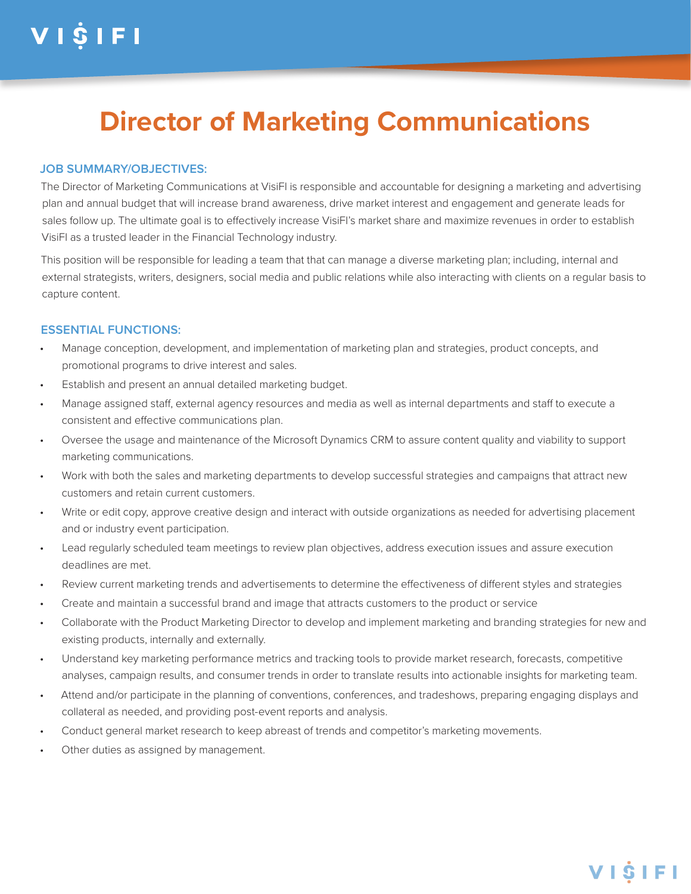# Director of Marketing Communications

## JOB SUMMARY/OBJECTIVES:

The Director of Marketing Communications at VisiFI is responsible and accountable for designing a marketing and advertising plan and annual budget that will increase brand awareness, drive market interest and engagement and generate leads for sales follow up. The ultimate goal is to effectively increase VisiFI's market share and maximize revenues in order to establish VisiFI as a trusted leader in the Financial Technology industry.

This position will be responsible for leading a team that that can manage a diverse marketing plan; including, internal and external strategists, writers, designers, social media and public relations while also interacting with clients on a regular basis to capture content.

## ESSENTIAL FUNCTIONS:

- Manage conception, development, and implementation of marketing plan and strategies, product concepts, and promotional programs to drive interest and sales.
- Establish and present an annual detailed marketing budget.
- Manage assigned staff, external agency resources and media as well as internal departments and staff to execute a consistent and effective communications plan.
- Oversee the usage and maintenance of the Microsoft Dynamics CRM to assure content quality and viability to support marketing communications.
- Work with both the sales and marketing departments to develop successful strategies and campaigns that attract new customers and retain current customers.
- Write or edit copy, approve creative design and interact with outside organizations as needed for advertising placement and or industry event participation.
- Lead regularly scheduled team meetings to review plan objectives, address execution issues and assure execution deadlines are met.
- Review current marketing trends and advertisements to determine the effectiveness of different styles and strategies
- Create and maintain a successful brand and image that attracts customers to the product or service
- Collaborate with the Product Marketing Director to develop and implement marketing and branding strategies for new and existing products, internally and externally.
- Understand key marketing performance metrics and tracking tools to provide market research, forecasts, competitive analyses, campaign results, and consumer trends in order to translate results into actionable insights for marketing team.
- Attend and/or participate in the planning of conventions, conferences, and tradeshows, preparing engaging displays and collateral as needed, and providing post-event reports and analysis.
- Conduct general market research to keep abreast of trends and competitor's marketing movements.
- Other duties as assigned by management.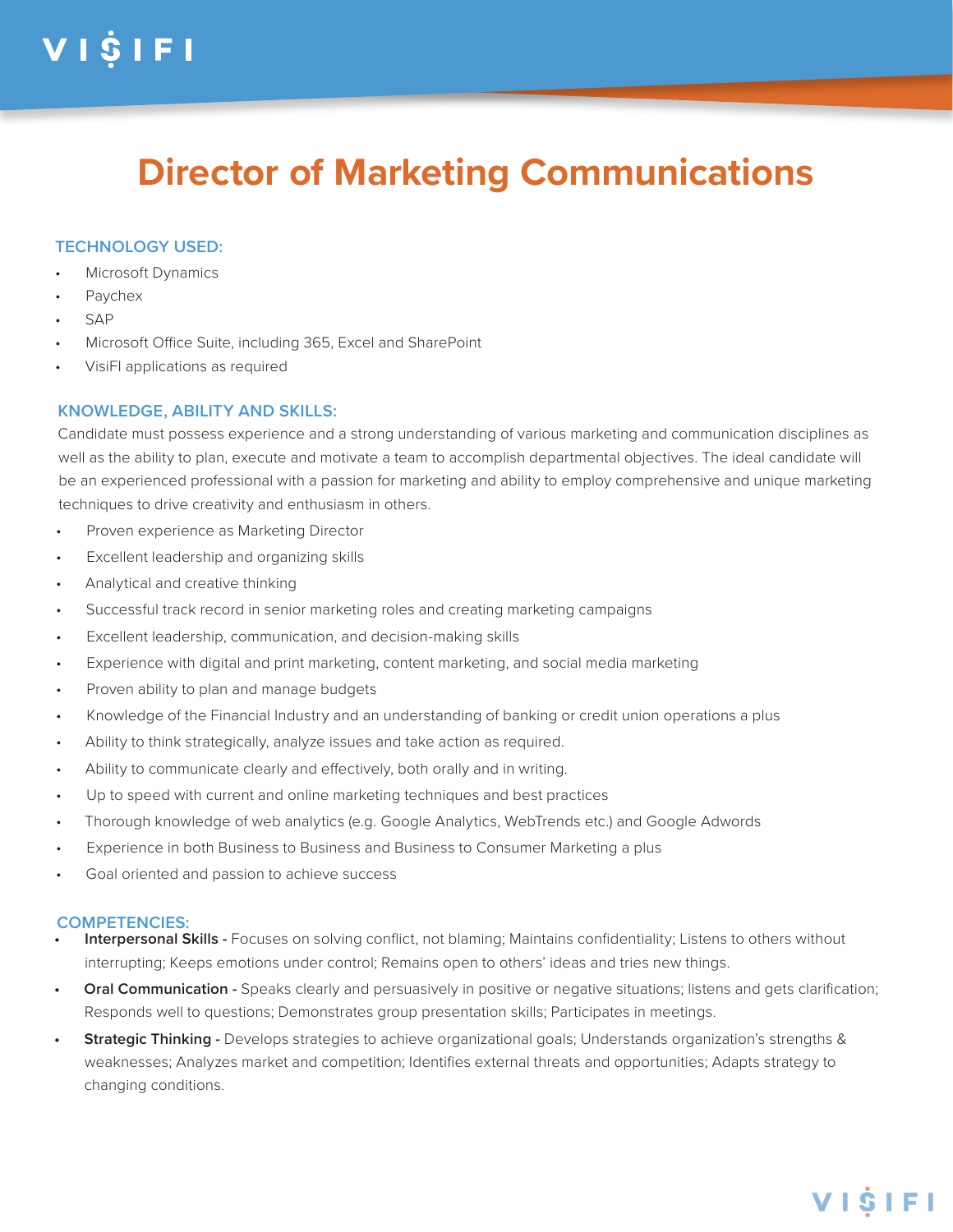# Director of Marketing Communications

## TECHNOLOGY USED:

- Microsoft Dynamics
- Paychex
- SAP
- Microsoft Office Suite, including 365, Excel and SharePoint
- VisiFI applications as required

## KNOWLEDGE, ABILITY AND SKILLS:

Candidate must possess experience and a strong understanding of various marketing and communication disciplines as well as the ability to plan, execute and motivate a team to accomplish departmental objectives. The ideal candidate will be an experienced professional with a passion for marketing and ability to employ comprehensive and unique marketing techniques to drive creativity and enthusiasm in others.

- Proven experience as Marketing Director
- Excellent leadership and organizing skills
- Analytical and creative thinking
- Successful track record in senior marketing roles and creating marketing campaigns
- Excellent leadership, communication, and decision-making skills
- Experience with digital and print marketing, content marketing, and social media marketing
- Proven ability to plan and manage budgets
- Knowledge of the Financial Industry and an understanding of banking or credit union operations a plus
- Ability to think strategically, analyze issues and take action as required.
- Ability to communicate clearly and effectively, both orally and in writing.
- Up to speed with current and online marketing techniques and best practices
- Thorough knowledge of web analytics (e.g. Google Analytics, WebTrends etc.) and Google Adwords
- Experience in both Business to Business and Business to Consumer Marketing a plus
- Goal oriented and passion to achieve success

## COMPETENCIES:

- **Interpersonal Skills -** Focuses on solving conflict, not blaming; Maintains confidentiality; Listens to others without interrupting; Keeps emotions under control; Remains open to others' ideas and tries new things.
- **Oral Communication -** Speaks clearly and persuasively in positive or negative situations; listens and gets clarification; Responds well to questions; Demonstrates group presentation skills; Participates in meetings.
- **Strategic Thinking -** Develops strategies to achieve organizational goals; Understands organization's strengths & weaknesses; Analyzes market and competition; Identifies external threats and opportunities; Adapts strategy to changing conditions.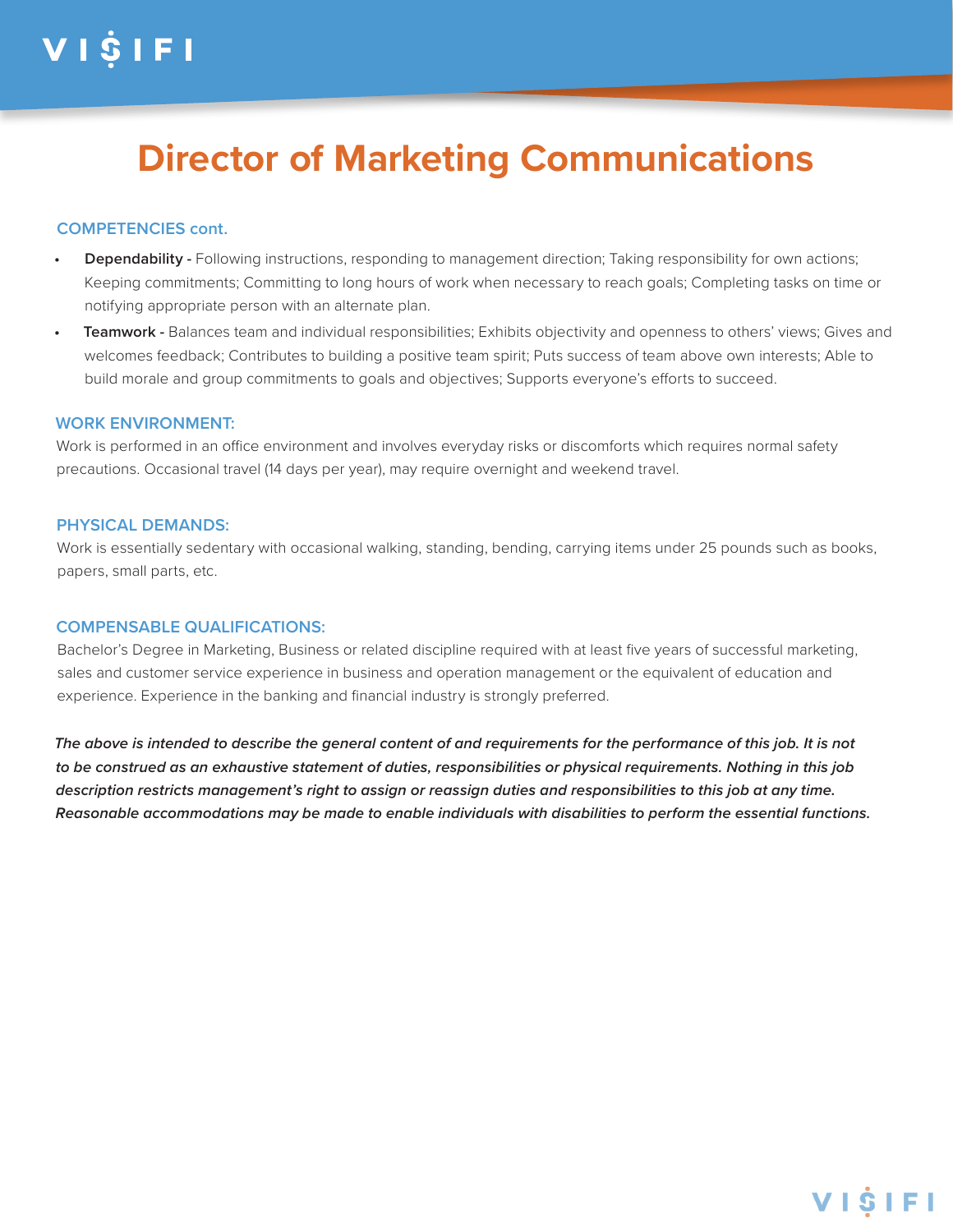# Director of Marketing Communications

## COMPETENCIES cont.

- **Dependability -** Following instructions, responding to management direction; Taking responsibility for own actions; Keeping commitments; Committing to long hours of work when necessary to reach goals; Completing tasks on time or notifying appropriate person with an alternate plan.
- **Teamwork -** Balances team and individual responsibilities; Exhibits objectivity and openness to others' views; Gives and welcomes feedback; Contributes to building a positive team spirit; Puts success of team above own interests; Able to build morale and group commitments to goals and objectives; Supports everyone's efforts to succeed.

## WORK ENVIRONMENT:

Work is performed in an office environment and involves everyday risks or discomforts which requires normal safety precautions. Occasional travel (14 days per year), may require overnight and weekend travel.

## PHYSICAL DEMANDS:

Work is essentially sedentary with occasional walking, standing, bending, carrying items under 25 pounds such as books, papers, small parts, etc.

## COMPENSABLE QUALIFICATIONS:

Bachelor's Degree in Marketing, Business or related discipline required with at least five years of successful marketing, sales and customer service experience in business and operation management or the equivalent of education and experience. Experience in the banking and financial industry is strongly preferred.

***The above is intended to describe the general content of and requirements for the performance of this job. It is not to be construed as an exhaustive statement of duties, responsibilities or physical requirements. Nothing in this job description restricts management's right to assign or reassign duties and responsibilities to this job at any time. Reasonable accommodations may be made to enable individuals with disabilities to perform the essential functions.***